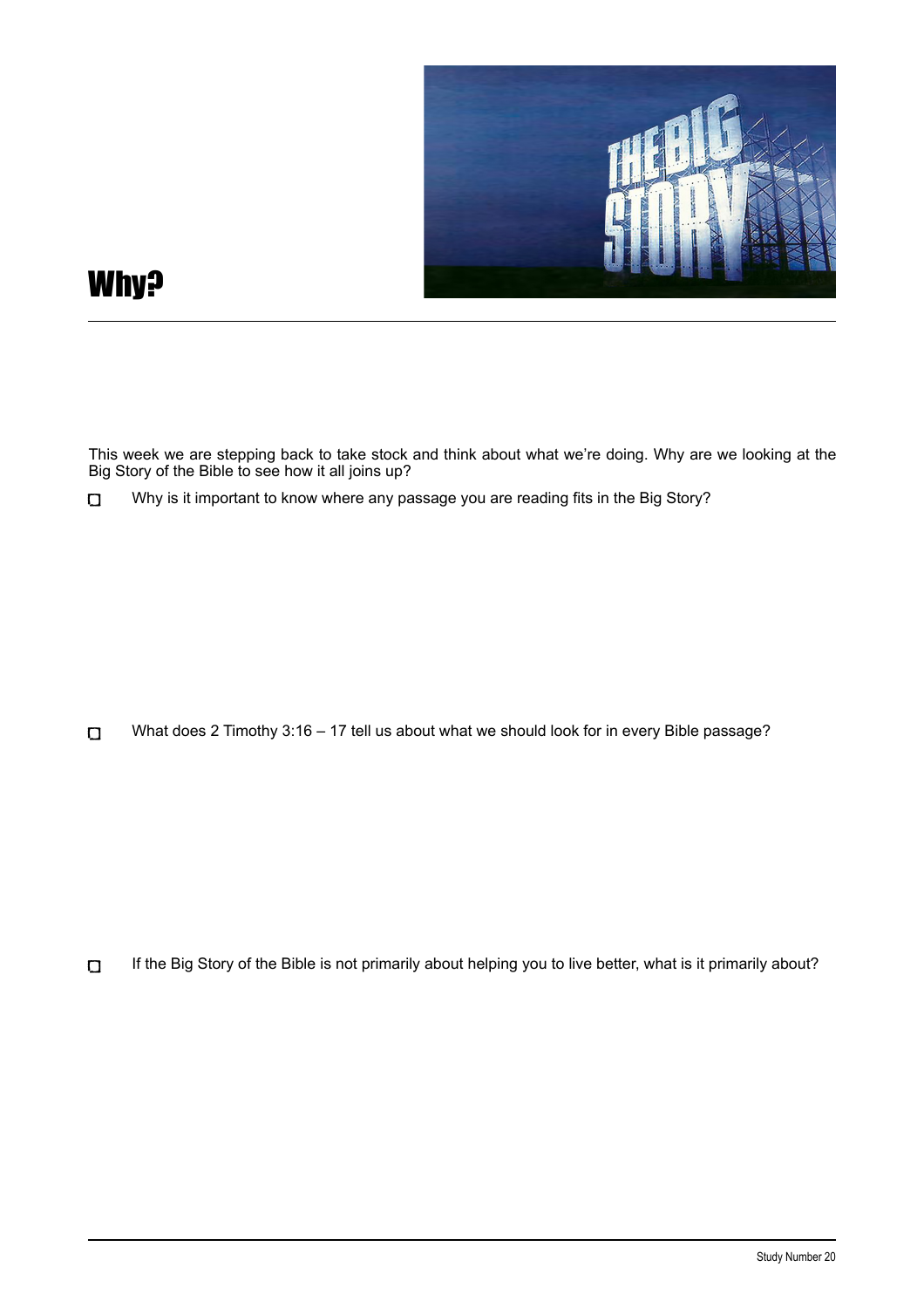# Why?

This week we are stepping back to take stock and think about what we're doing. Why are we looking at the Big Story of the Bible to see how it all joins up?

- [ ] Why is it important to know where any passage you are reading fits in the Big Story?

- [ ] What does 2 Timothy 3:16 – 17 tell us about what we should look for in every Bible passage?

- [ ] If the Big Story of the Bible is not primarily about helping you to live better, what is it primarily about?

Study Number 20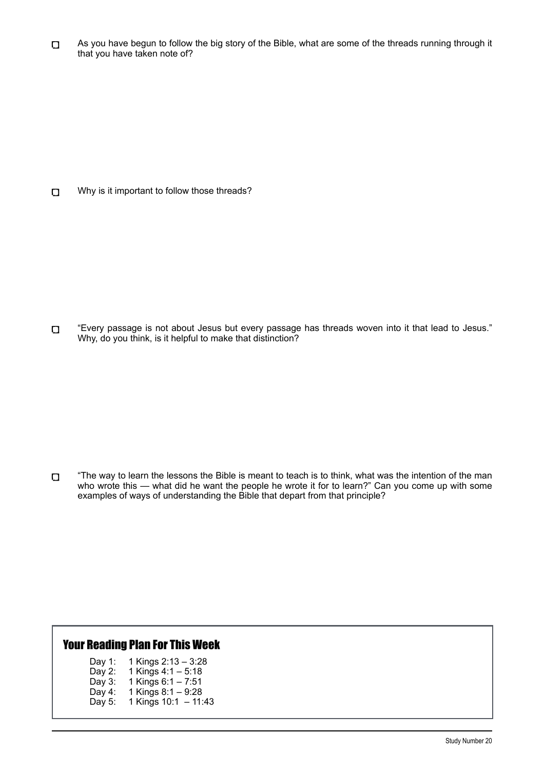- [ ] As you have begun to follow the big story of the Bible, what are some of the threads running through it that you have taken note of?

- [ ] Why is it important to follow those threads?

- [ ] "Every passage is not about Jesus but every passage has threads woven into it that lead to Jesus." Why, do you think, is it helpful to make that distinction?

- [ ] "The way to learn the lessons the Bible is meant to teach is to think, what was the intention of the man who wrote this — what did he want the people he wrote it for to learn?" Can you come up with some examples of ways of understanding the Bible that depart from that principle?

## Your Reading Plan For This Week

Day 1: 1 Kings 2:13 – 3:28
Day 2: 1 Kings 4:1 – 5:18
Day 3: 1 Kings 6:1 – 7:51
Day 4: 1 Kings 8:1 – 9:28
Day 5: 1 Kings 10:1 – 11:43